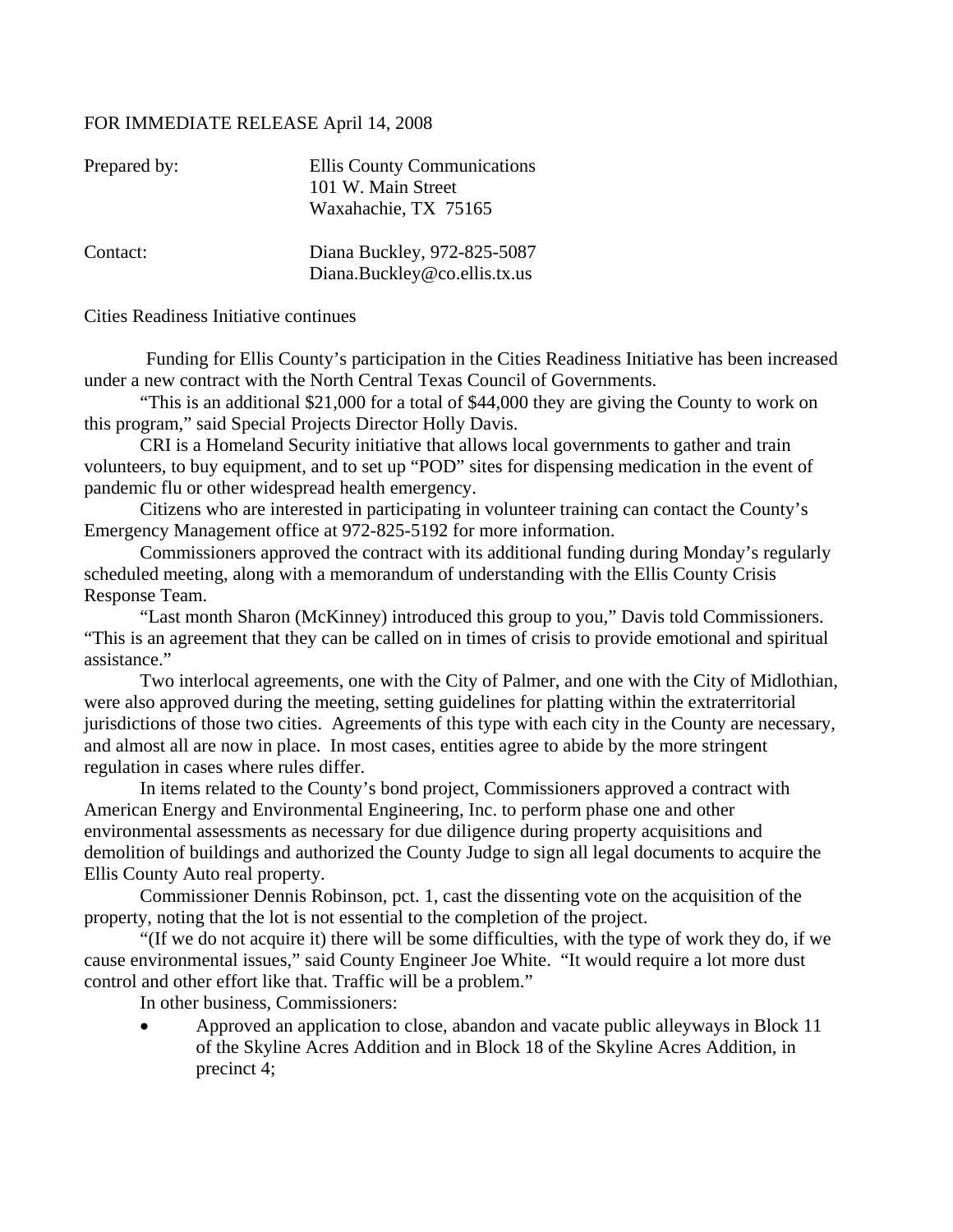FOR IMMEDIATE RELEASE April 14, 2008

| | |
|---|---|
| Prepared by: | Ellis County Communications<br>101 W. Main Street<br>Waxahachie, TX 75165 |
| Contact: | Diana Buckley, 972-825-5087<br>Diana.Buckley@co.ellis.tx.us |

Cities Readiness Initiative continues

Funding for Ellis County's participation in the Cities Readiness Initiative has been increased under a new contract with the North Central Texas Council of Governments.

"This is an additional $21,000 for a total of $44,000 they are giving the County to work on this program," said Special Projects Director Holly Davis.

CRI is a Homeland Security initiative that allows local governments to gather and train volunteers, to buy equipment, and to set up "POD" sites for dispensing medication in the event of pandemic flu or other widespread health emergency.

Citizens who are interested in participating in volunteer training can contact the County's Emergency Management office at 972-825-5192 for more information.

Commissioners approved the contract with its additional funding during Monday's regularly scheduled meeting, along with a memorandum of understanding with the Ellis County Crisis Response Team.

"Last month Sharon (McKinney) introduced this group to you," Davis told Commissioners. "This is an agreement that they can be called on in times of crisis to provide emotional and spiritual assistance."

Two interlocal agreements, one with the City of Palmer, and one with the City of Midlothian, were also approved during the meeting, setting guidelines for platting within the extraterritorial jurisdictions of those two cities. Agreements of this type with each city in the County are necessary, and almost all are now in place. In most cases, entities agree to abide by the more stringent regulation in cases where rules differ.

In items related to the County's bond project, Commissioners approved a contract with American Energy and Environmental Engineering, Inc. to perform phase one and other environmental assessments as necessary for due diligence during property acquisitions and demolition of buildings and authorized the County Judge to sign all legal documents to acquire the Ellis County Auto real property.

Commissioner Dennis Robinson, pct. 1, cast the dissenting vote on the acquisition of the property, noting that the lot is not essential to the completion of the project.

"(If we do not acquire it) there will be some difficulties, with the type of work they do, if we cause environmental issues," said County Engineer Joe White. "It would require a lot more dust control and other effort like that. Traffic will be a problem."

In other business, Commissioners:

- Approved an application to close, abandon and vacate public alleyways in Block 11 of the Skyline Acres Addition and in Block 18 of the Skyline Acres Addition, in precinct 4;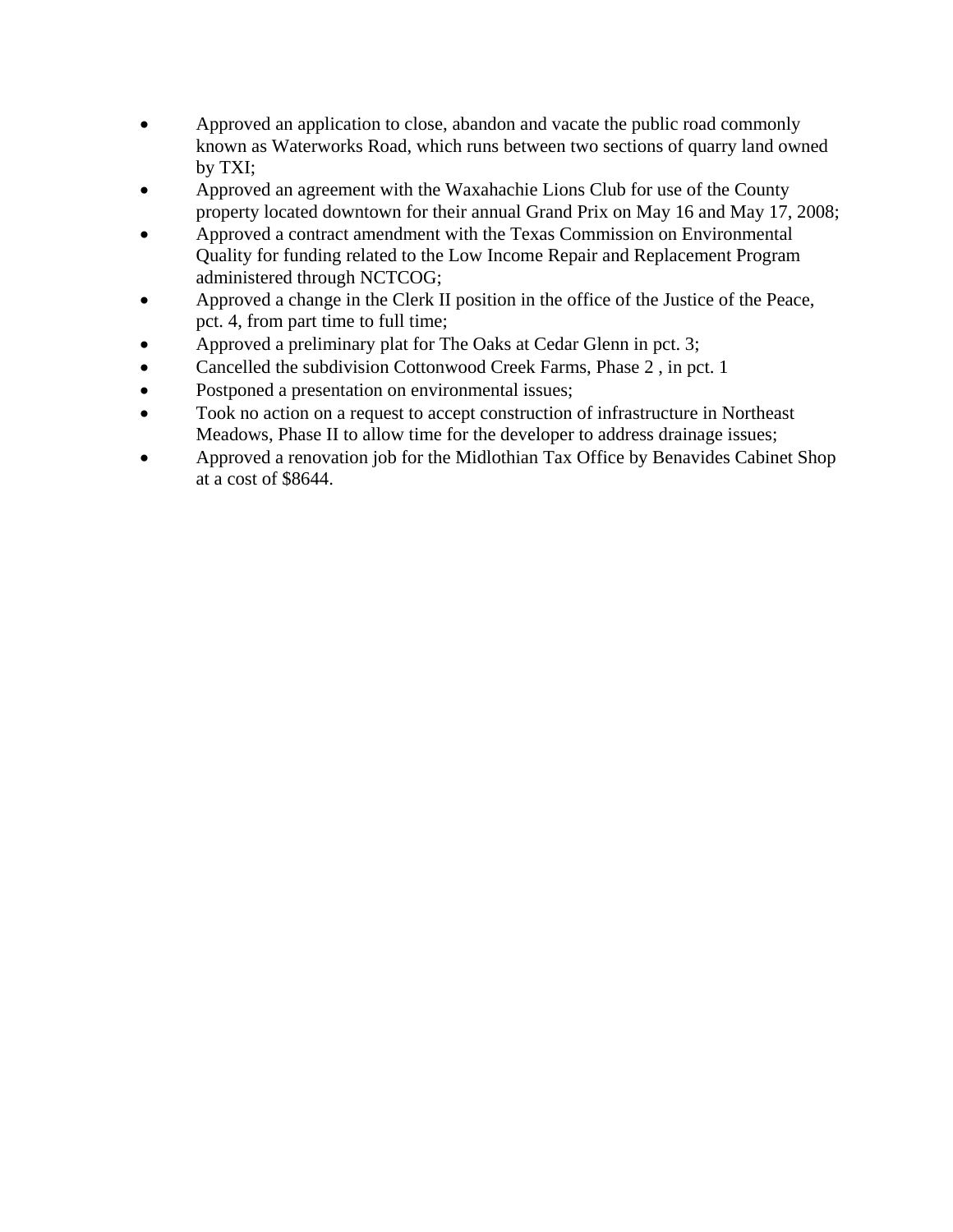- Approved an application to close, abandon and vacate the public road commonly known as Waterworks Road, which runs between two sections of quarry land owned by TXI;
- Approved an agreement with the Waxahachie Lions Club for use of the County property located downtown for their annual Grand Prix on May 16 and May 17, 2008;
- Approved a contract amendment with the Texas Commission on Environmental Quality for funding related to the Low Income Repair and Replacement Program administered through NCTCOG;
- Approved a change in the Clerk II position in the office of the Justice of the Peace, pct. 4, from part time to full time;
- Approved a preliminary plat for The Oaks at Cedar Glenn in pct. 3;
- Cancelled the subdivision Cottonwood Creek Farms, Phase 2 , in pct. 1
- Postponed a presentation on environmental issues;
- Took no action on a request to accept construction of infrastructure in Northeast Meadows, Phase II to allow time for the developer to address drainage issues;
- Approved a renovation job for the Midlothian Tax Office by Benavides Cabinet Shop at a cost of $8644.